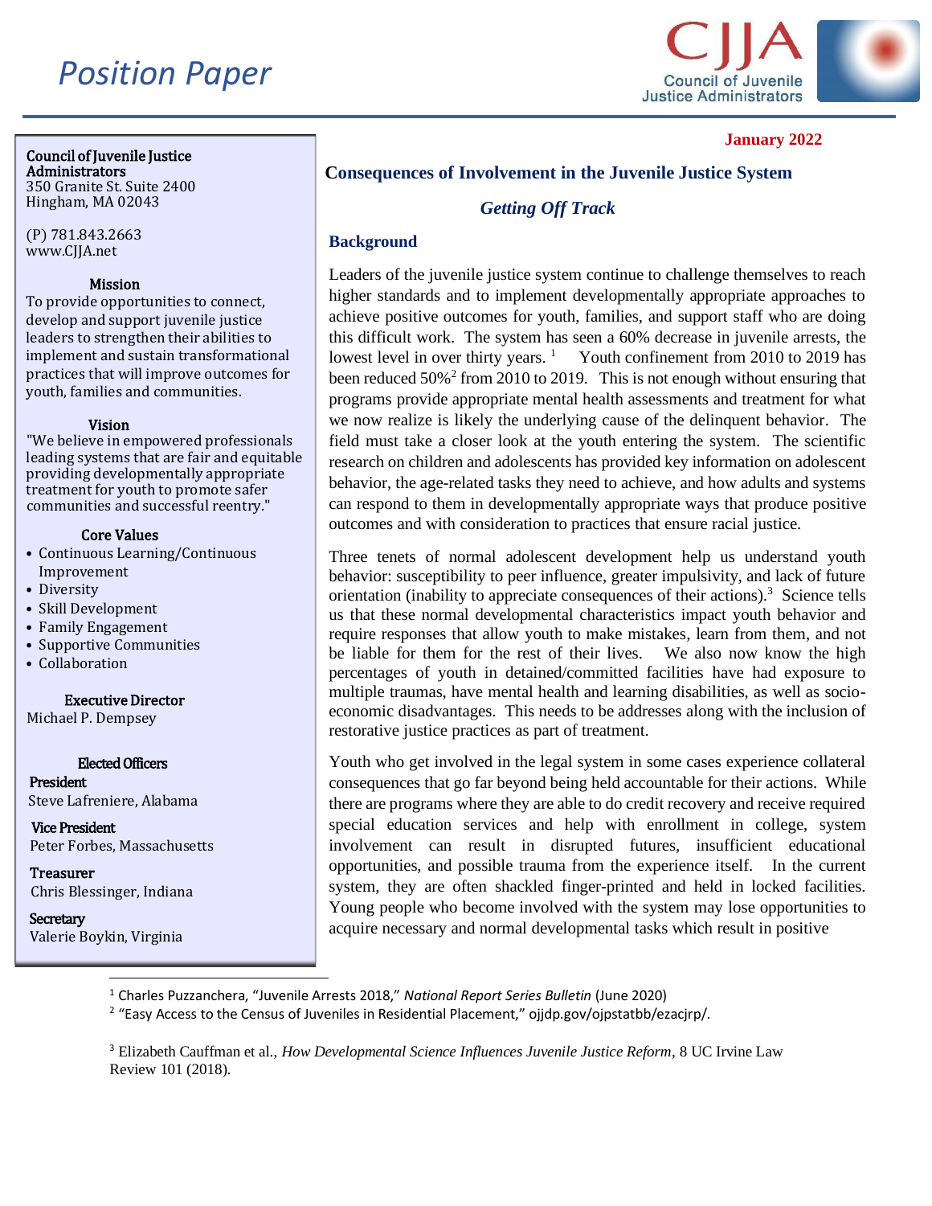# Position Paper

January 2022

**Council of Juvenile Justice Administrators**
350 Granite St. Suite 2400
Hingham, MA 02043

(P) 781.843.2663
www.CJJA.net

**Mission**
To provide opportunities to connect, develop and support juvenile justice leaders to strengthen their abilities to implement and sustain transformational practices that will improve outcomes for youth, families and communities.

**Vision**
"We believe in empowered professionals leading systems that are fair and equitable providing developmentally appropriate treatment for youth to promote safer communities and successful reentry."

**Core Values**
- Continuous Learning/Continuous Improvement
- Diversity
- Skill Development
- Family Engagement
- Supportive Communities
- Collaboration

**Executive Director**
Michael P. Dempsey

**Elected Officers**

**President**
Steve Lafreniere, Alabama

**Vice President**
Peter Forbes, Massachusetts

**Treasurer**
Chris Blessinger, Indiana

**Secretary**
Valerie Boykin, Virginia

## Consequences of Involvement in the Juvenile Justice System

### *Getting Off Track*

### Background

Leaders of the juvenile justice system continue to challenge themselves to reach higher standards and to implement developmentally appropriate approaches to achieve positive outcomes for youth, families, and support staff who are doing this difficult work. The system has seen a 60% decrease in juvenile arrests, the lowest level in over thirty years. [1] Youth confinement from 2010 to 2019 has been reduced 50%[2] from 2010 to 2019. This is not enough without ensuring that programs provide appropriate mental health assessments and treatment for what we now realize is likely the underlying cause of the delinquent behavior. The field must take a closer look at the youth entering the system. The scientific research on children and adolescents has provided key information on adolescent behavior, the age-related tasks they need to achieve, and how adults and systems can respond to them in developmentally appropriate ways that produce positive outcomes and with consideration to practices that ensure racial justice.

Three tenets of normal adolescent development help us understand youth behavior: susceptibility to peer influence, greater impulsivity, and lack of future orientation (inability to appreciate consequences of their actions).[3] Science tells us that these normal developmental characteristics impact youth behavior and require responses that allow youth to make mistakes, learn from them, and not be liable for them for the rest of their lives. We also now know the high percentages of youth in detained/committed facilities have had exposure to multiple traumas, have mental health and learning disabilities, as well as socio-economic disadvantages. This needs to be addresses along with the inclusion of restorative justice practices as part of treatment.

Youth who get involved in the legal system in some cases experience collateral consequences that go far beyond being held accountable for their actions. While there are programs where they are able to do credit recovery and receive required special education services and help with enrollment in college, system involvement can result in disrupted futures, insufficient educational opportunities, and possible trauma from the experience itself. In the current system, they are often shackled finger-printed and held in locked facilities. Young people who become involved with the system may lose opportunities to acquire necessary and normal developmental tasks which result in positive

---

[1] Charles Puzzanchera, "Juvenile Arrests 2018," *National Report Series Bulletin* (June 2020)

[2] "Easy Access to the Census of Juveniles in Residential Placement," ojjdp.gov/ojpstatbb/ezacjrp/.

[3] Elizabeth Cauffman et al., *How Developmental Science Influences Juvenile Justice Reform*, 8 UC Irvine Law Review 101 (2018).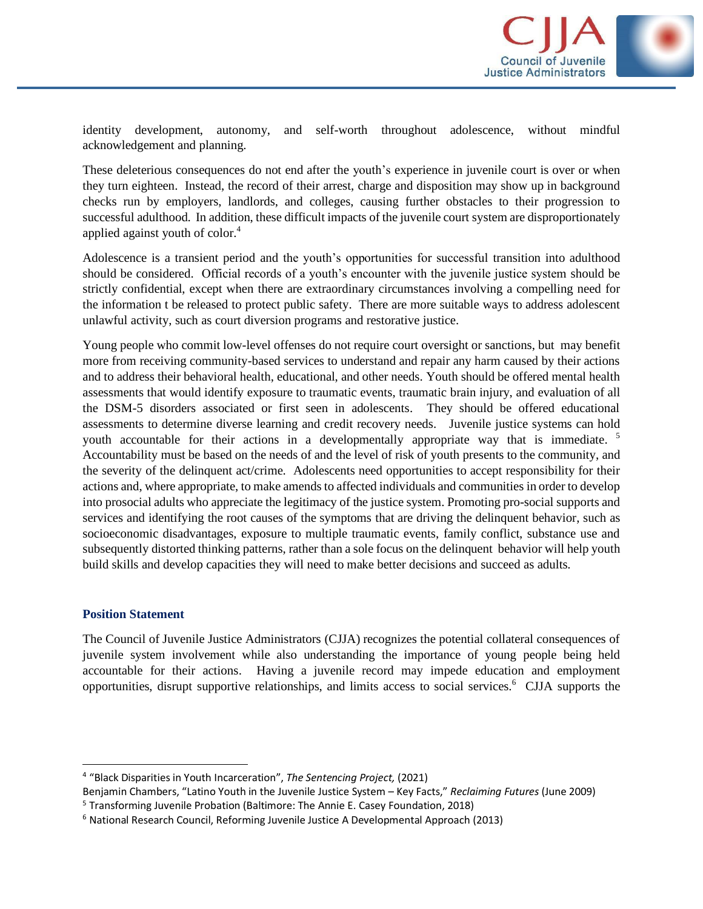identity development, autonomy, and self-worth throughout adolescence, without mindful acknowledgement and planning.

These deleterious consequences do not end after the youth's experience in juvenile court is over or when they turn eighteen. Instead, the record of their arrest, charge and disposition may show up in background checks run by employers, landlords, and colleges, causing further obstacles to their progression to successful adulthood. In addition, these difficult impacts of the juvenile court system are disproportionately applied against youth of color.[4]

Adolescence is a transient period and the youth's opportunities for successful transition into adulthood should be considered. Official records of a youth's encounter with the juvenile justice system should be strictly confidential, except when there are extraordinary circumstances involving a compelling need for the information t be released to protect public safety. There are more suitable ways to address adolescent unlawful activity, such as court diversion programs and restorative justice.

Young people who commit low-level offenses do not require court oversight or sanctions, but may benefit more from receiving community-based services to understand and repair any harm caused by their actions and to address their behavioral health, educational, and other needs. Youth should be offered mental health assessments that would identify exposure to traumatic events, traumatic brain injury, and evaluation of all the DSM-5 disorders associated or first seen in adolescents. They should be offered educational assessments to determine diverse learning and credit recovery needs. Juvenile justice systems can hold youth accountable for their actions in a developmentally appropriate way that is immediate.[5] Accountability must be based on the needs of and the level of risk of youth presents to the community, and the severity of the delinquent act/crime. Adolescents need opportunities to accept responsibility for their actions and, where appropriate, to make amends to affected individuals and communities in order to develop into prosocial adults who appreciate the legitimacy of the justice system. Promoting pro-social supports and services and identifying the root causes of the symptoms that are driving the delinquent behavior, such as socioeconomic disadvantages, exposure to multiple traumatic events, family conflict, substance use and subsequently distorted thinking patterns, rather than a sole focus on the delinquent behavior will help youth build skills and develop capacities they will need to make better decisions and succeed as adults.

## Position Statement

The Council of Juvenile Justice Administrators (CJJA) recognizes the potential collateral consequences of juvenile system involvement while also understanding the importance of young people being held accountable for their actions. Having a juvenile record may impede education and employment opportunities, disrupt supportive relationships, and limits access to social services.[6] CJJA supports the

---

[4] "Black Disparities in Youth Incarceration", *The Sentencing Project,* (2021)
Benjamin Chambers, "Latino Youth in the Juvenile Justice System – Key Facts," *Reclaiming Futures* (June 2009)

[5] Transforming Juvenile Probation (Baltimore: The Annie E. Casey Foundation, 2018)

[6] National Research Council, Reforming Juvenile Justice A Developmental Approach (2013)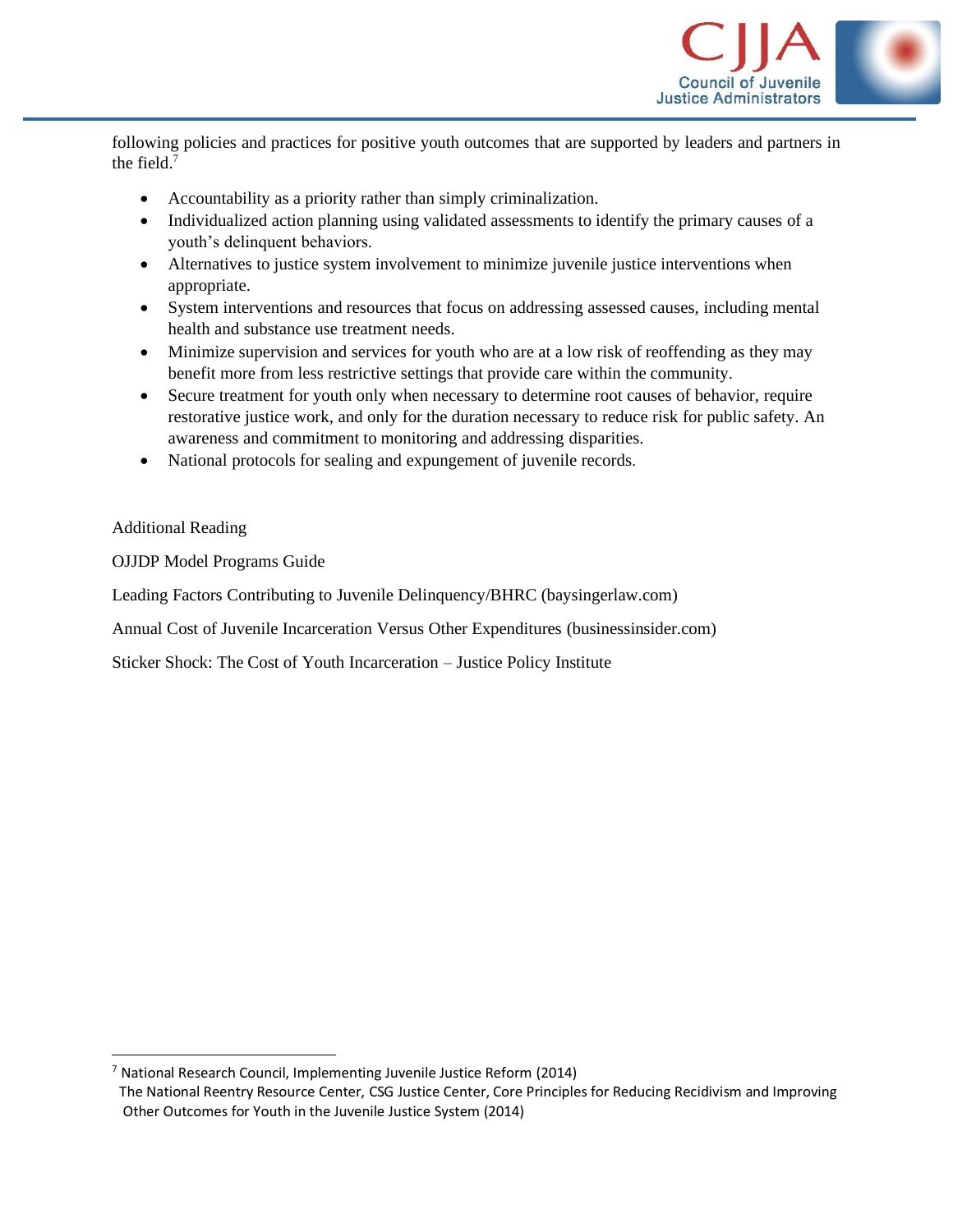following policies and practices for positive youth outcomes that are supported by leaders and partners in the field.[7]

- Accountability as a priority rather than simply criminalization.
- Individualized action planning using validated assessments to identify the primary causes of a youth's delinquent behaviors.
- Alternatives to justice system involvement to minimize juvenile justice interventions when appropriate.
- System interventions and resources that focus on addressing assessed causes, including mental health and substance use treatment needs.
- Minimize supervision and services for youth who are at a low risk of reoffending as they may benefit more from less restrictive settings that provide care within the community.
- Secure treatment for youth only when necessary to determine root causes of behavior, require restorative justice work, and only for the duration necessary to reduce risk for public safety. An awareness and commitment to monitoring and addressing disparities.
- National protocols for sealing and expungement of juvenile records.

Additional Reading

OJJDP Model Programs Guide

Leading Factors Contributing to Juvenile Delinquency/BHRC (baysingerlaw.com)

Annual Cost of Juvenile Incarceration Versus Other Expenditures (businessinsider.com)

Sticker Shock: The Cost of Youth Incarceration – Justice Policy Institute

---

[7] National Research Council, Implementing Juvenile Justice Reform (2014)
The National Reentry Resource Center, CSG Justice Center, Core Principles for Reducing Recidivism and Improving Other Outcomes for Youth in the Juvenile Justice System (2014)